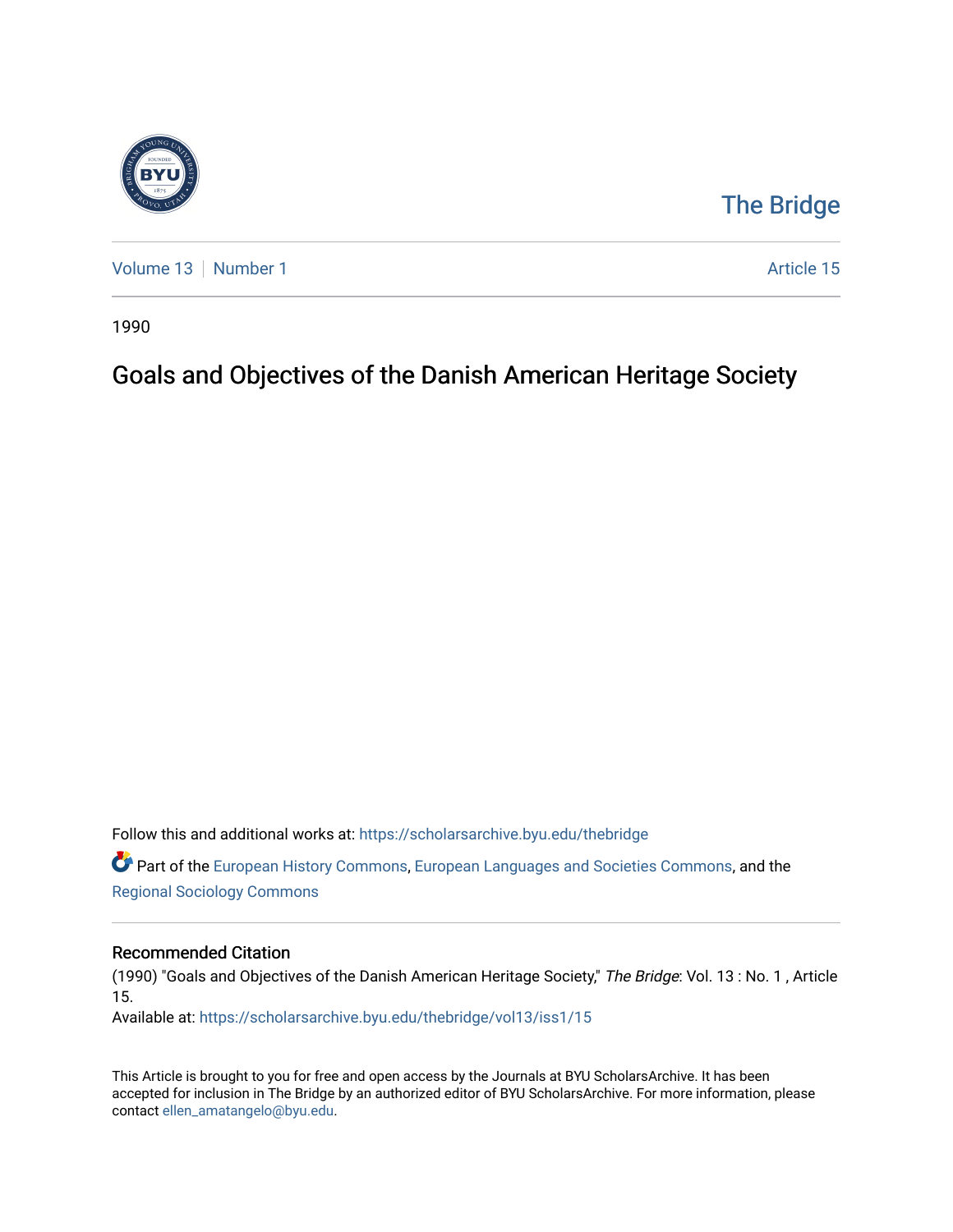The Bridge

Volume 13 | Number 1 | Article 15

1990

# Goals and Objectives of the Danish American Heritage Society

Follow this and additional works at: https://scholarsarchive.byu.edu/thebridge

Part of the European History Commons, European Languages and Societies Commons, and the Regional Sociology Commons

## Recommended Citation

(1990) "Goals and Objectives of the Danish American Heritage Society," *The Bridge*: Vol. 13 : No. 1 , Article 15.

Available at: https://scholarsarchive.byu.edu/thebridge/vol13/iss1/15

This Article is brought to you for free and open access by the Journals at BYU ScholarsArchive. It has been accepted for inclusion in The Bridge by an authorized editor of BYU ScholarsArchive. For more information, please contact ellen_amatangelo@byu.edu.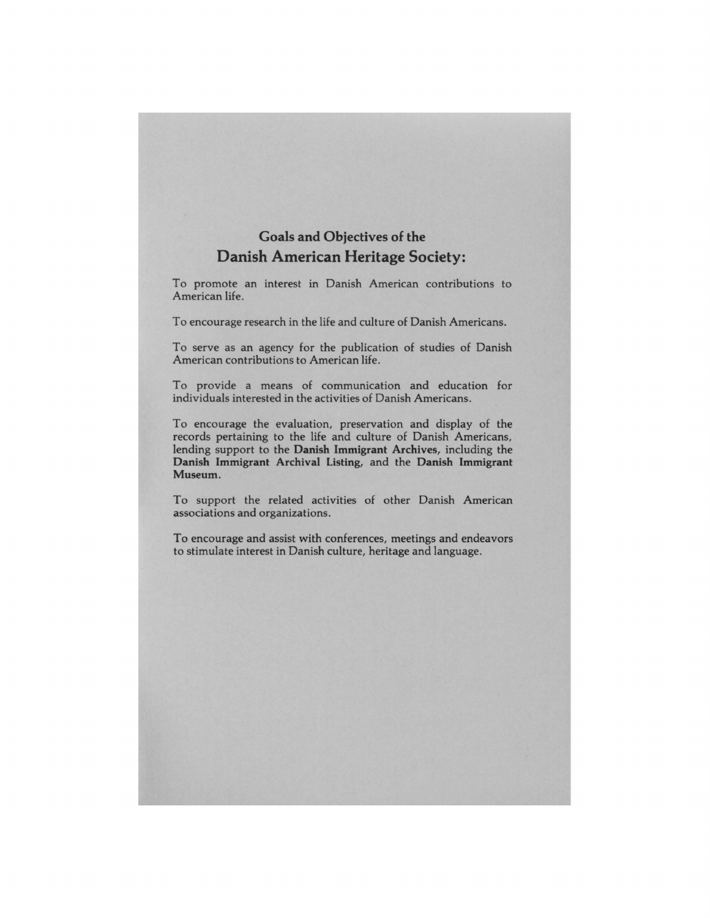## Goals and Objectives of the
# Danish American Heritage Society:

To promote an interest in Danish American contributions to American life.

To encourage research in the life and culture of Danish Americans.

To serve as an agency for the publication of studies of Danish American contributions to American life.

To provide a means of communication and education for individuals interested in the activities of Danish Americans.

To encourage the evaluation, preservation and display of the records pertaining to the life and culture of Danish Americans, lending support to the **Danish Immigrant Archives**, including the **Danish Immigrant Archival Listing**, and the **Danish Immigrant Museum**.

To support the related activities of other Danish American associations and organizations.

To encourage and assist with conferences, meetings and endeavors to stimulate interest in Danish culture, heritage and language.